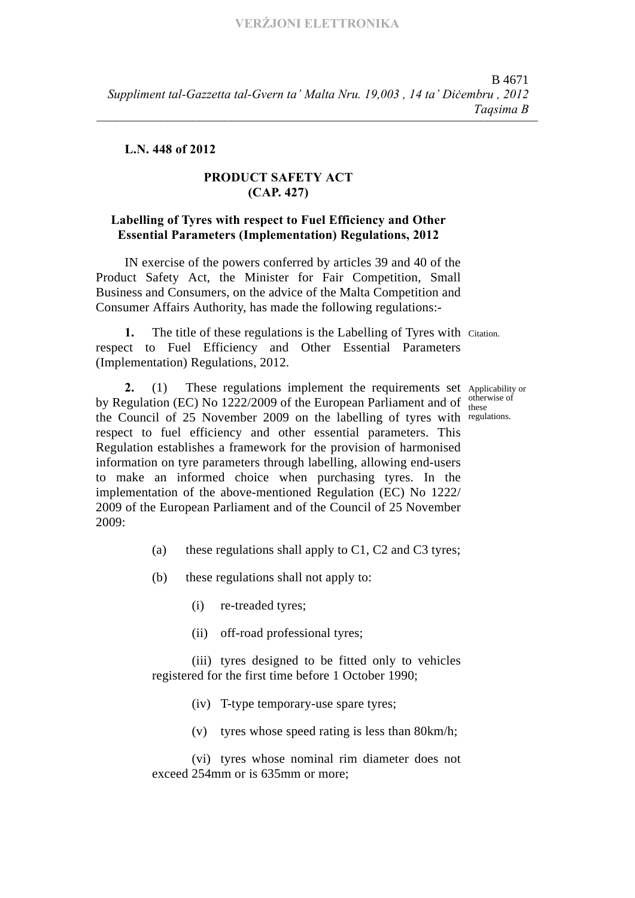**L.N. 448 of 2012**

**PRODUCT SAFETY ACT**
**(CAP. 427)**

**Labelling of Tyres with respect to Fuel Efficiency and Other Essential Parameters (Implementation) Regulations, 2012**

IN exercise of the powers conferred by articles 39 and 40 of the Product Safety Act, the Minister for Fair Competition, Small Business and Consumers, on the advice of the Malta Competition and Consumer Affairs Authority, has made the following regulations:-

Citation.

**1.** The title of these regulations is the Labelling of Tyres with respect to Fuel Efficiency and Other Essential Parameters (Implementation) Regulations, 2012.

Applicability or otherwise of these regulations.

**2.** (1) These regulations implement the requirements set by Regulation (EC) No 1222/2009 of the European Parliament and of the Council of 25 November 2009 on the labelling of tyres with respect to fuel efficiency and other essential parameters. This Regulation establishes a framework for the provision of harmonised information on tyre parameters through labelling, allowing end-users to make an informed choice when purchasing tyres. In the implementation of the above-mentioned Regulation (EC) No 1222/2009 of the European Parliament and of the Council of 25 November 2009:

(a) these regulations shall apply to C1, C2 and C3 tyres;

(b) these regulations shall not apply to:

(i) re-treaded tyres;

(ii) off-road professional tyres;

(iii) tyres designed to be fitted only to vehicles registered for the first time before 1 October 1990;

(iv) T-type temporary-use spare tyres;

(v) tyres whose speed rating is less than 80km/h;

(vi) tyres whose nominal rim diameter does not exceed 254mm or is 635mm or more;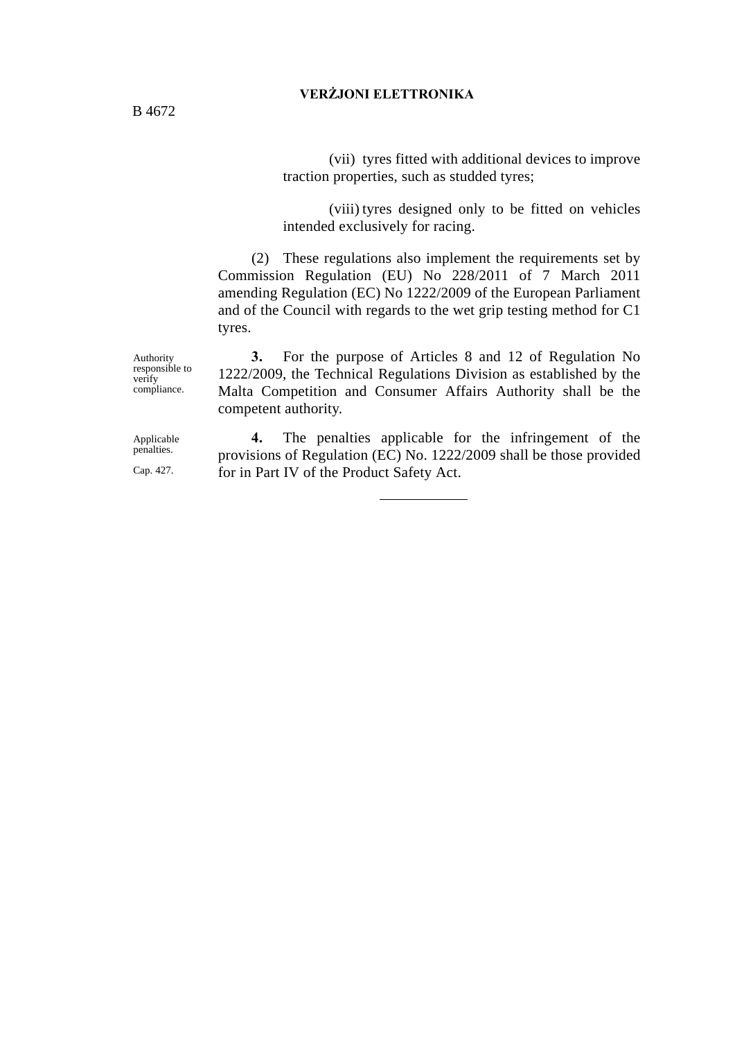(vii) tyres fitted with additional devices to improve traction properties, such as studded tyres;

(viii) tyres designed only to be fitted on vehicles intended exclusively for racing.

(2) These regulations also implement the requirements set by Commission Regulation (EU) No 228/2011 of 7 March 2011 amending Regulation (EC) No 1222/2009 of the European Parliament and of the Council with regards to the wet grip testing method for C1 tyres.

Authority responsible to verify compliance.

**3.** For the purpose of Articles 8 and 12 of Regulation No 1222/2009, the Technical Regulations Division as established by the Malta Competition and Consumer Affairs Authority shall be the competent authority.

Applicable penalties.

Cap. 427.

**4.** The penalties applicable for the infringement of the provisions of Regulation (EC) No. 1222/2009 shall be those provided for in Part IV of the Product Safety Act.